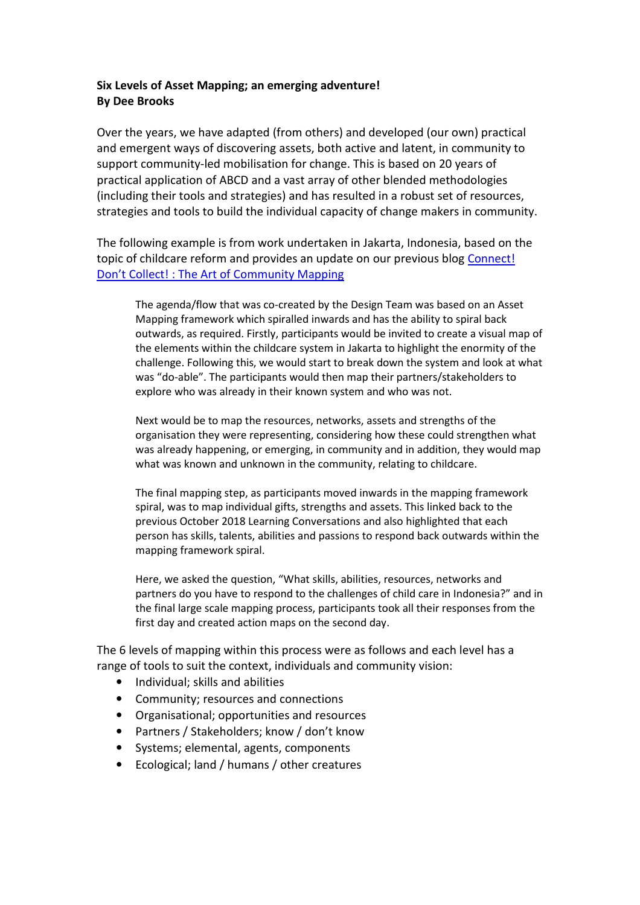**Six Levels of Asset Mapping; an emerging adventure!**
**By Dee Brooks**

Over the years, we have adapted (from others) and developed (our own) practical and emergent ways of discovering assets, both active and latent, in community to support community-led mobilisation for change. This is based on 20 years of practical application of ABCD and a vast array of other blended methodologies (including their tools and strategies) and has resulted in a robust set of resources, strategies and tools to build the individual capacity of change makers in community.

The following example is from work undertaken in Jakarta, Indonesia, based on the topic of childcare reform and provides an update on our previous blog [Connect! Don't Collect! : The Art of Community Mapping]

> The agenda/flow that was co-created by the Design Team was based on an Asset Mapping framework which spiralled inwards and has the ability to spiral back outwards, as required. Firstly, participants would be invited to create a visual map of the elements within the childcare system in Jakarta to highlight the enormity of the challenge. Following this, we would start to break down the system and look at what was "do-able". The participants would then map their partners/stakeholders to explore who was already in their known system and who was not.
>
> Next would be to map the resources, networks, assets and strengths of the organisation they were representing, considering how these could strengthen what was already happening, or emerging, in community and in addition, they would map what was known and unknown in the community, relating to childcare.
>
> The final mapping step, as participants moved inwards in the mapping framework spiral, was to map individual gifts, strengths and assets. This linked back to the previous October 2018 Learning Conversations and also highlighted that each person has skills, talents, abilities and passions to respond back outwards within the mapping framework spiral.
>
> Here, we asked the question, "What skills, abilities, resources, networks and partners do you have to respond to the challenges of child care in Indonesia?" and in the final large scale mapping process, participants took all their responses from the first day and created action maps on the second day.

The 6 levels of mapping within this process were as follows and each level has a range of tools to suit the context, individuals and community vision:

- Individual; skills and abilities
- Community; resources and connections
- Organisational; opportunities and resources
- Partners / Stakeholders; know / don't know
- Systems; elemental, agents, components
- Ecological; land / humans / other creatures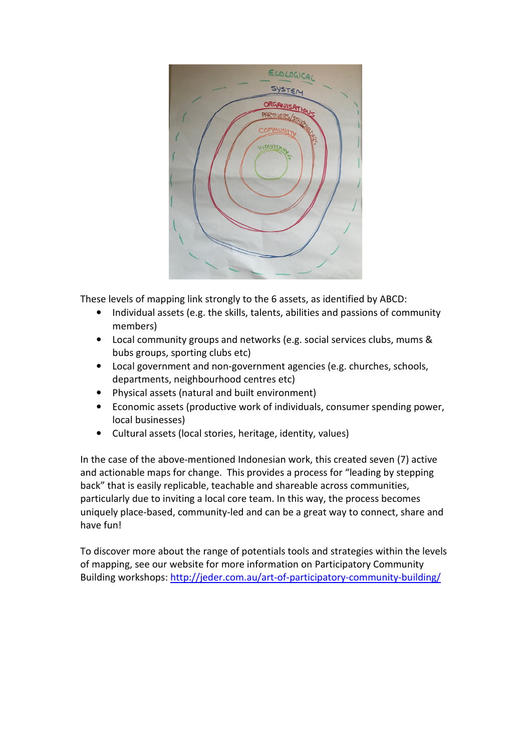ECOLOGICAL

SYSTEM

ORGANISATIONS

PARTNERS/STAKEHOLDERS

COMMUNITY

INDIVIDUALS

These levels of mapping link strongly to the 6 assets, as identified by ABCD:

- Individual assets (e.g. the skills, talents, abilities and passions of community members)
- Local community groups and networks (e.g. social services clubs, mums & bubs groups, sporting clubs etc)
- Local government and non-government agencies (e.g. churches, schools, departments, neighbourhood centres etc)
- Physical assets (natural and built environment)
- Economic assets (productive work of individuals, consumer spending power, local businesses)
- Cultural assets (local stories, heritage, identity, values)

In the case of the above-mentioned Indonesian work, this created seven (7) active and actionable maps for change. This provides a process for "leading by stepping back" that is easily replicable, teachable and shareable across communities, particularly due to inviting a local core team. In this way, the process becomes uniquely place-based, community-led and can be a great way to connect, share and have fun!

To discover more about the range of potentials tools and strategies within the levels of mapping, see our website for more information on Participatory Community Building workshops: [http://jeder.com.au/art-of-participatory-community-building/](http://jeder.com.au/art-of-participatory-community-building/)